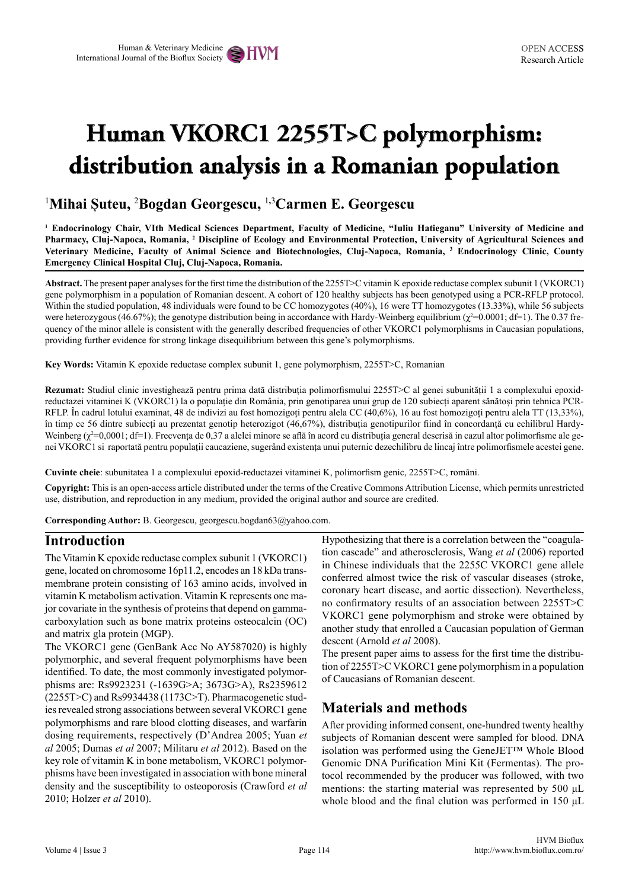# Human VKORC1 2255T>C polymorphism: distribution analysis in a Romanian population

[1]**Mihai Șuteu,** [2]**Bogdan Georgescu,** [1,3]**Carmen E. Georgescu**

**[1] Endocrinology Chair, VIth Medical Sciences Department, Faculty of Medicine, "Iuliu Hatieganu" University of Medicine and Pharmacy, Cluj-Napoca, Romania, [2] Discipline of Ecology and Environmental Protection, University of Agricultural Sciences and Veterinary Medicine, Faculty of Animal Science and Biotechnologies, Cluj-Napoca, Romania, [3] Endocrinology Clinic, County Emergency Clinical Hospital Cluj, Cluj-Napoca, Romania.**

**Abstract.** The present paper analyses for the first time the distribution of the 2255T>C vitamin K epoxide reductase complex subunit 1 (VKORC1) gene polymorphism in a population of Romanian descent. A cohort of 120 healthy subjects has been genotyped using a PCR-RFLP protocol. Within the studied population, 48 individuals were found to be CC homozygotes (40%), 16 were TT homozygotes (13.33%), while 56 subjects were heterozygous (46.67%); the genotype distribution being in accordance with Hardy-Weinberg equilibrium ($\chi^2$=0.0001; df=1). The 0.37 frequency of the minor allele is consistent with the generally described frequencies of other VKORC1 polymorphisms in Caucasian populations, providing further evidence for strong linkage disequilibrium between this gene's polymorphisms.

**Key Words:** Vitamin K epoxide reductase complex subunit 1, gene polymorphism, 2255T>C, Romanian

**Rezumat:** Studiul clinic investighează pentru prima dată distribuția polimorfismului 2255T>C al genei subunității 1 a complexului epoxid-reductazei vitaminei K (VKORC1) la o populație din România, prin genotiparea unui grup de 120 subiecți aparent sănătoși prin tehnica PCR-RFLP. În cadrul lotului examinat, 48 de indivizi au fost homozigoți pentru alela CC (40,6%), 16 au fost homozigoți pentru alela TT (13,33%), în timp ce 56 dintre subiecți au prezentat genotip heterozigot (46,67%), distribuția genotipurilor fiind în concordanță cu echilibrul Hardy-Weinberg ($\chi^2$=0,0001; df=1). Frecvența de 0,37 a alelei minore se află în acord cu distribuția general descrisă în cazul altor polimorfisme ale genei VKORC1 și raportată pentru populații caucaziene, sugerând existența unui puternic dezechilibru de lincaj între polimorfismele acestei gene.

**Cuvinte cheie**: subunitatea 1 a complexului epoxid-reductazei vitaminei K, polimorfism genic, 2255T>C, români.

**Copyright:** This is an open-access article distributed under the terms of the Creative Commons Attribution License, which permits unrestricted use, distribution, and reproduction in any medium, provided the original author and source are credited.

**Corresponding Author:** B. Georgescu, georgescu.bogdan63@yahoo.com.

## Introduction

The Vitamin K epoxide reductase complex subunit 1 (VKORC1) gene, located on chromosome 16p11.2, encodes an 18 kDa transmembrane protein consisting of 163 amino acids, involved in vitamin K metabolism activation. Vitamin K represents one major covariate in the synthesis of proteins that depend on gamma-carboxylation such as bone matrix proteins osteocalcin (OC) and matrix gla protein (MGP).

The VKORC1 gene (GenBank Acc No AY587020) is highly polymorphic, and several frequent polymorphisms have been identified. To date, the most commonly investigated polymorphisms are: Rs9923231 (-1639G>A; 3673G>A), Rs2359612 (2255T>C) and Rs9934438 (1173C>T). Pharmacogenetic studies revealed strong associations between several VKORC1 gene polymorphisms and rare blood clotting diseases, and warfarin dosing requirements, respectively (D'Andrea 2005; Yuan *et al* 2005; Dumas *et al* 2007; Militaru *et al* 2012). Based on the key role of vitamin K in bone metabolism, VKORC1 polymorphisms have been investigated in association with bone mineral density and the susceptibility to osteoporosis (Crawford *et al* 2010; Holzer *et al* 2010).

Hypothesizing that there is a correlation between the "coagulation cascade" and atherosclerosis, Wang *et al* (2006) reported in Chinese individuals that the 2255C VKORC1 gene allele conferred almost twice the risk of vascular diseases (stroke, coronary heart disease, and aortic dissection). Nevertheless, no confirmatory results of an association between 2255T>C VKORC1 gene polymorphism and stroke were obtained by another study that enrolled a Caucasian population of German descent (Arnold *et al* 2008).

The present paper aims to assess for the first time the distribution of 2255T>C VKORC1 gene polymorphism in a population of Caucasians of Romanian descent.

## Materials and methods

After providing informed consent, one-hundred twenty healthy subjects of Romanian descent were sampled for blood. DNA isolation was performed using the GeneJET™ Whole Blood Genomic DNA Purification Mini Kit (Fermentas). The protocol recommended by the producer was followed, with two mentions: the starting material was represented by 500 µL whole blood and the final elution was performed in 150 µL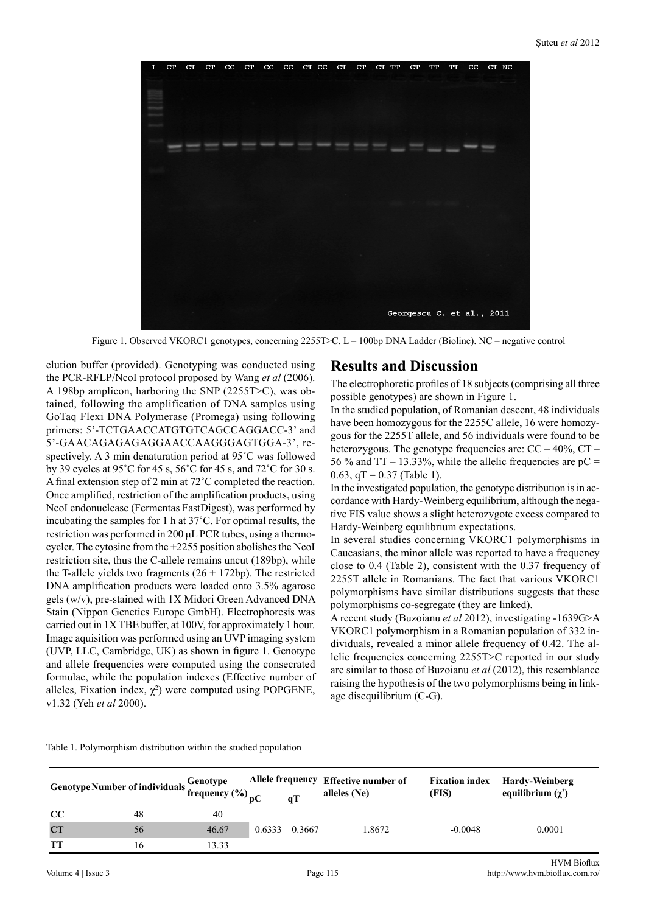Figure 1. Observed VKORC1 genotypes, concerning 2255T>C. L – 100bp DNA Ladder (Bioline). NC – negative control

elution buffer (provided). Genotyping was conducted using the PCR-RFLP/NcoI protocol proposed by Wang *et al* (2006). A 198bp amplicon, harboring the SNP (2255T>C), was obtained, following the amplification of DNA samples using GoTaq Flexi DNA Polymerase (Promega) using following primers: 5'-TCTGAACCATGTGTCAGCCAGGACC-3' and 5'-GAACAGAGAGAGGAACCAAGGGAGTGGA-3', respectively. A 3 min denaturation period at 95˚C was followed by 39 cycles at 95˚C for 45 s, 56˚C for 45 s, and 72˚C for 30 s. A final extension step of 2 min at 72˚C completed the reaction. Once amplified, restriction of the amplification products, using NcoI endonuclease (Fermentas FastDigest), was performed by incubating the samples for 1 h at 37˚C. For optimal results, the restriction was performed in 200 μL PCR tubes, using a thermocycler. The cytosine from the +2255 position abolishes the NcoI restriction site, thus the C-allele remains uncut (189bp), while the T-allele yields two fragments (26 + 172bp). The restricted DNA amplification products were loaded onto 3.5% agarose gels (w/v), pre-stained with 1X Midori Green Advanced DNA Stain (Nippon Genetics Europe GmbH). Electrophoresis was carried out in 1X TBE buffer, at 100V, for approximately 1 hour. Image aquisition was performed using an UVP imaging system (UVP, LLC, Cambridge, UK) as shown in figure 1. Genotype and allele frequencies were computed using the consecrated formulae, while the population indexes (Effective number of alleles, Fixation index, $\chi^2$) were computed using POPGENE, v1.32 (Yeh *et al* 2000).

## Results and Discussion

The electrophoretic profiles of 18 subjects (comprising all three possible genotypes) are shown in Figure 1.

In the studied population, of Romanian descent, 48 individuals have been homozygous for the 2255C allele, 16 were homozygous for the 2255T allele, and 56 individuals were found to be heterozygous. The genotype frequencies are: CC – 40%, CT – 56 % and TT – 13.33%, while the allelic frequencies are pC = 0.63, qT = 0.37 (Table 1).

In the investigated population, the genotype distribution is in accordance with Hardy-Weinberg equilibrium, although the negative FIS value shows a slight heterozygote excess compared to Hardy-Weinberg equilibrium expectations.

In several studies concerning VKORC1 polymorphisms in Caucasians, the minor allele was reported to have a frequency close to 0.4 (Table 2), consistent with the 0.37 frequency of 2255T allele in Romanians. The fact that various VKORC1 polymorphisms have similar distributions suggests that these polymorphisms co-segregate (they are linked).

A recent study (Buzoianu *et al* 2012), investigating -1639G>A VKORC1 polymorphism in a Romanian population of 332 individuals, revealed a minor allele frequency of 0.42. The allelic frequencies concerning 2255T>C reported in our study are similar to those of Buzoianu *et al* (2012), this resemblance raising the hypothesis of the two polymorphisms being in linkage disequilibrium (C-G).

Table 1. Polymorphism distribution within the studied population

| Genotype | Number of individuals | Genotype frequency (%) | Allele frequency pC | qT | Effective number of alleles (Ne) | Fixation index (FIS) | Hardy-Weinberg equilibrium ($\chi^2$) |
|---|---|---|---|---|---|---|---|
| CC | 48 | 40 | | | | | |
| CT | 56 | 46.67 | 0.6333 | 0.3667 | 1.8672 | -0.0048 | 0.0001 |
| TT | 16 | 13.33 | | | | | |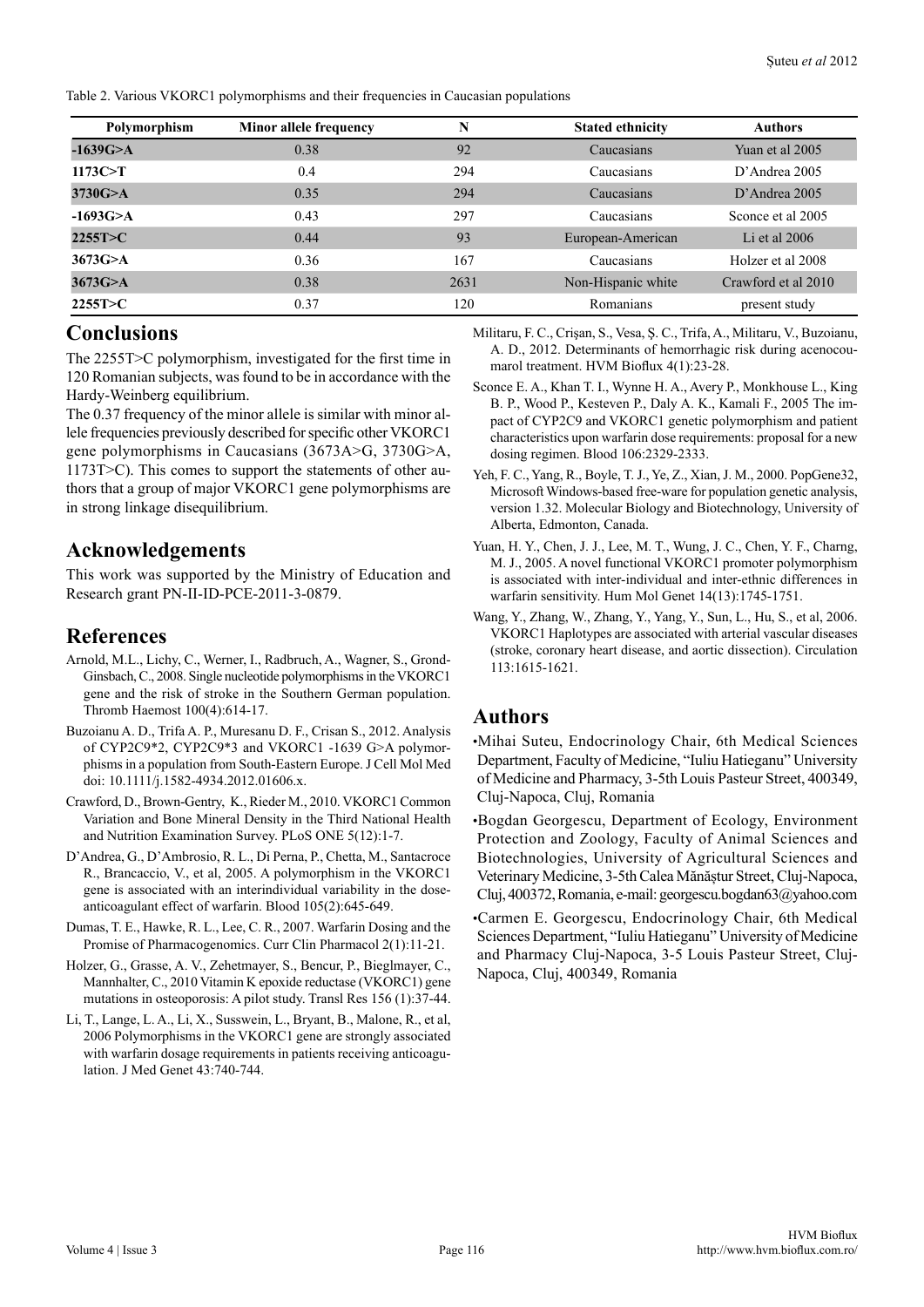Table 2. Various VKORC1 polymorphisms and their frequencies in Caucasian populations

| Polymorphism | Minor allele frequency | N | Stated ethnicity | Authors |
|---|---|---|---|---|
| **-1639G>A** | 0.38 | 92 | Caucasians | Yuan et al 2005 |
| **1173C>T** | 0.4 | 294 | Caucasians | D'Andrea 2005 |
| **3730G>A** | 0.35 | 294 | Caucasians | D'Andrea 2005 |
| **-1693G>A** | 0.43 | 297 | Caucasians | Sconce et al 2005 |
| **2255T>C** | 0.44 | 93 | European-American | Li et al 2006 |
| **3673G>A** | 0.36 | 167 | Caucasians | Holzer et al 2008 |
| **3673G>A** | 0.38 | 2631 | Non-Hispanic white | Crawford et al 2010 |
| **2255T>C** | 0.37 | 120 | Romanians | present study |

## Conclusions

The 2255T>C polymorphism, investigated for the first time in 120 Romanian subjects, was found to be in accordance with the Hardy-Weinberg equilibrium.

The 0.37 frequency of the minor allele is similar with minor allele frequencies previously described for specific other VKORC1 gene polymorphisms in Caucasians (3673A>G, 3730G>A, 1173T>C). This comes to support the statements of other authors that a group of major VKORC1 gene polymorphisms are in strong linkage disequilibrium.

## Acknowledgements

This work was supported by the Ministry of Education and Research grant PN-II-ID-PCE-2011-3-0879.

## References

Arnold, M.L., Lichy, C., Werner, I., Radbruch, A., Wagner, S., Grond-Ginsbach, C., 2008. Single nucleotide polymorphisms in the VKORC1 gene and the risk of stroke in the Southern German population. Thromb Haemost 100(4):614-17.

Buzoianu A. D., Trifa A. P., Muresanu D. F., Crisan S., 2012. Analysis of CYP2C9*2, CYP2C9*3 and VKORC1 -1639 G>A polymorphisms in a population from South-Eastern Europe. J Cell Mol Med doi: 10.1111/j.1582-4934.2012.01606.x.

Crawford, D., Brown-Gentry, K., Rieder M., 2010. VKORC1 Common Variation and Bone Mineral Density in the Third National Health and Nutrition Examination Survey. PLoS ONE 5(12):1-7.

D'Andrea, G., D'Ambrosio, R. L., Di Perna, P., Chetta, M., Santacroce R., Brancaccio, V., et al, 2005. A polymorphism in the VKORC1 gene is associated with an interindividual variability in the dose-anticoagulant effect of warfarin. Blood 105(2):645-649.

Dumas, T. E., Hawke, R. L., Lee, C. R., 2007. Warfarin Dosing and the Promise of Pharmacogenomics. Curr Clin Pharmacol 2(1):11-21.

Holzer, G., Grasse, A. V., Zehetmayer, S., Bencur, P., Bieglmayer, C., Mannhalter, C., 2010 Vitamin K epoxide reductase (VKORC1) gene mutations in osteoporosis: A pilot study. Transl Res 156 (1):37-44.

Li, T., Lange, L. A., Li, X., Susswein, L., Bryant, B., Malone, R., et al, 2006 Polymorphisms in the VKORC1 gene are strongly associated with warfarin dosage requirements in patients receiving anticoagulation. J Med Genet 43:740-744.

Militaru, F. C., Crişan, S., Vesa, Ş. C., Trifa, A., Militaru, V., Buzoianu, A. D., 2012. Determinants of hemorrhagic risk during acenocoumarol treatment. HVM Bioflux 4(1):23-28.

Sconce E. A., Khan T. I., Wynne H. A., Avery P., Monkhouse L., King B. P., Wood P., Kesteven P., Daly A. K., Kamali F., 2005 The impact of CYP2C9 and VKORC1 genetic polymorphism and patient characteristics upon warfarin dose requirements: proposal for a new dosing regimen. Blood 106:2329-2333.

Yeh, F. C., Yang, R., Boyle, T. J., Ye, Z., Xian, J. M., 2000. PopGene32, Microsoft Windows-based free-ware for population genetic analysis, version 1.32. Molecular Biology and Biotechnology, University of Alberta, Edmonton, Canada.

Yuan, H. Y., Chen, J. J., Lee, M. T., Wung, J. C., Chen, Y. F., Charng, M. J., 2005. A novel functional VKORC1 promoter polymorphism is associated with inter-individual and inter-ethnic differences in warfarin sensitivity. Hum Mol Genet 14(13):1745-1751.

Wang, Y., Zhang, W., Zhang, Y., Yang, Y., Sun, L., Hu, S., et al, 2006. VKORC1 Haplotypes are associated with arterial vascular diseases (stroke, coronary heart disease, and aortic dissection). Circulation 113:1615-1621.

## Authors

- Mihai Suteu, Endocrinology Chair, 6th Medical Sciences Department, Faculty of Medicine, "Iuliu Hatieganu" University of Medicine and Pharmacy, 3-5th Louis Pasteur Street, 400349, Cluj-Napoca, Cluj, Romania
- Bogdan Georgescu, Department of Ecology, Environment Protection and Zoology, Faculty of Animal Sciences and Biotechnologies, University of Agricultural Sciences and Veterinary Medicine, 3-5th Calea Mănăştur Street, Cluj-Napoca, Cluj, 400372, Romania, e-mail: georgescu.bogdan63@yahoo.com
- Carmen E. Georgescu, Endocrinology Chair, 6th Medical Sciences Department, "Iuliu Hatieganu" University of Medicine and Pharmacy Cluj-Napoca, 3-5 Louis Pasteur Street, Cluj-Napoca, Cluj, 400349, Romania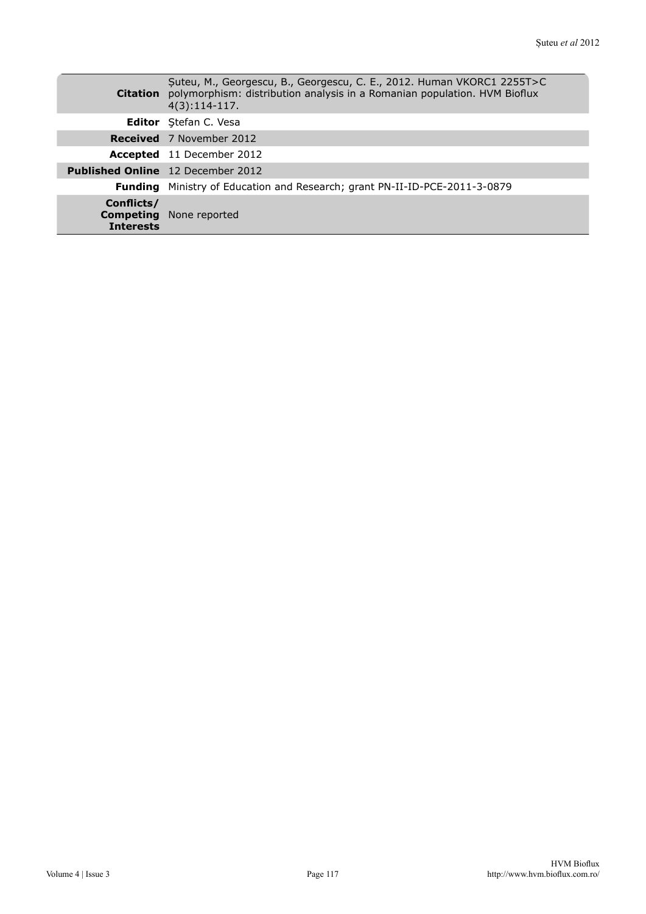| | |
|---|---|
| **Citation** | Şuteu, M., Georgescu, B., Georgescu, C. E., 2012. Human VKORC1 2255T>C polymorphism: distribution analysis in a Romanian population. HVM Bioflux 4(3):114-117. |
| **Editor** | Ştefan C. Vesa |
| **Received** | 7 November 2012 |
| **Accepted** | 11 December 2012 |
| **Published Online** | 12 December 2012 |
| **Funding** | Ministry of Education and Research; grant PN-II-ID-PCE-2011-3-0879 |
| **Conflicts/ Competing Interests** | None reported |